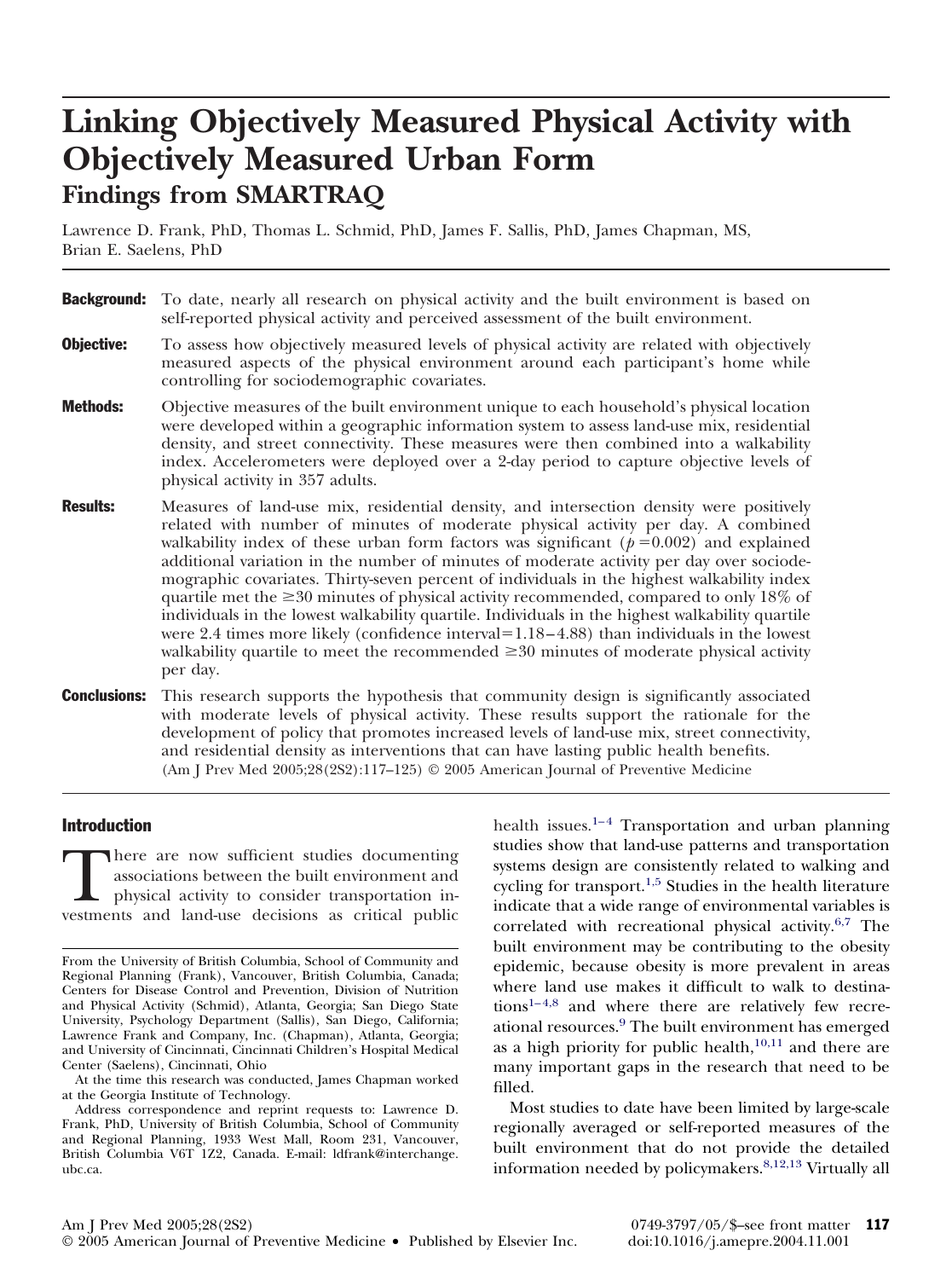# Linking Objectively Measured Physical Activity with Objectively Measured Urban Form

## Findings from SMARTRAQ

Lawrence D. Frank, PhD, Thomas L. Schmid, PhD, James F. Sallis, PhD, James Chapman, MS, Brian E. Saelens, PhD

**Background:** To date, nearly all research on physical activity and the built environment is based on self-reported physical activity and perceived assessment of the built environment.

**Objective:** To assess how objectively measured levels of physical activity are related with objectively measured aspects of the physical environment around each participant's home while controlling for sociodemographic covariates.

**Methods:** Objective measures of the built environment unique to each household's physical location were developed within a geographic information system to assess land-use mix, residential density, and street connectivity. These measures were then combined into a walkability index. Accelerometers were deployed over a 2-day period to capture objective levels of physical activity in 357 adults.

**Results:** Measures of land-use mix, residential density, and intersection density were positively related with number of minutes of moderate physical activity per day. A combined walkability index of these urban form factors was significant ($p = 0.002$) and explained additional variation in the number of minutes of moderate activity per day over sociodemographic covariates. Thirty-seven percent of individuals in the highest walkability index quartile met the ≥30 minutes of physical activity recommended, compared to only 18% of individuals in the lowest walkability quartile. Individuals in the highest walkability quartile were 2.4 times more likely (confidence interval=1.18–4.88) than individuals in the lowest walkability quartile to meet the recommended ≥30 minutes of moderate physical activity per day.

**Conclusions:** This research supports the hypothesis that community design is significantly associated with moderate levels of physical activity. These results support the rationale for the development of policy that promotes increased levels of land-use mix, street connectivity, and residential density as interventions that can have lasting public health benefits.

(Am J Prev Med 2005;28(2S2):117–125) © 2005 American Journal of Preventive Medicine

## Introduction

There are now sufficient studies documenting associations between the built environment and physical activity to consider transportation investments and land-use decisions as critical public health issues.[1–4] Transportation and urban planning studies show that land-use patterns and transportation systems design are consistently related to walking and cycling for transport.[1,5] Studies in the health literature indicate that a wide range of environmental variables is correlated with recreational physical activity.[6,7] The built environment may be contributing to the obesity epidemic, because obesity is more prevalent in areas where land use makes it difficult to walk to destinations[1–4,8] and where there are relatively few recreational resources.[9] The built environment has emerged as a high priority for public health,[10,11] and there are many important gaps in the research that need to be filled.

Most studies to date have been limited by large-scale regionally averaged or self-reported measures of the built environment that do not provide the detailed information needed by policymakers.[8,12,13] Virtually all

---

From the University of British Columbia, School of Community and Regional Planning (Frank), Vancouver, British Columbia, Canada; Centers for Disease Control and Prevention, Division of Nutrition and Physical Activity (Schmid), Atlanta, Georgia; San Diego State University, Psychology Department (Sallis), San Diego, California; Lawrence Frank and Company, Inc. (Chapman), Atlanta, Georgia; and University of Cincinnati, Cincinnati Children's Hospital Medical Center (Saelens), Cincinnati, Ohio

At the time this research was conducted, James Chapman worked at the Georgia Institute of Technology.

Address correspondence and reprint requests to: Lawrence D. Frank, PhD, University of British Columbia, School of Community and Regional Planning, 1933 West Mall, Room 231, Vancouver, British Columbia V6T 1Z2, Canada. E-mail: ldfrank@interchange.ubc.ca.

0749-3797/05/$–see front matter
doi:10.1016/j.amepre.2004.11.001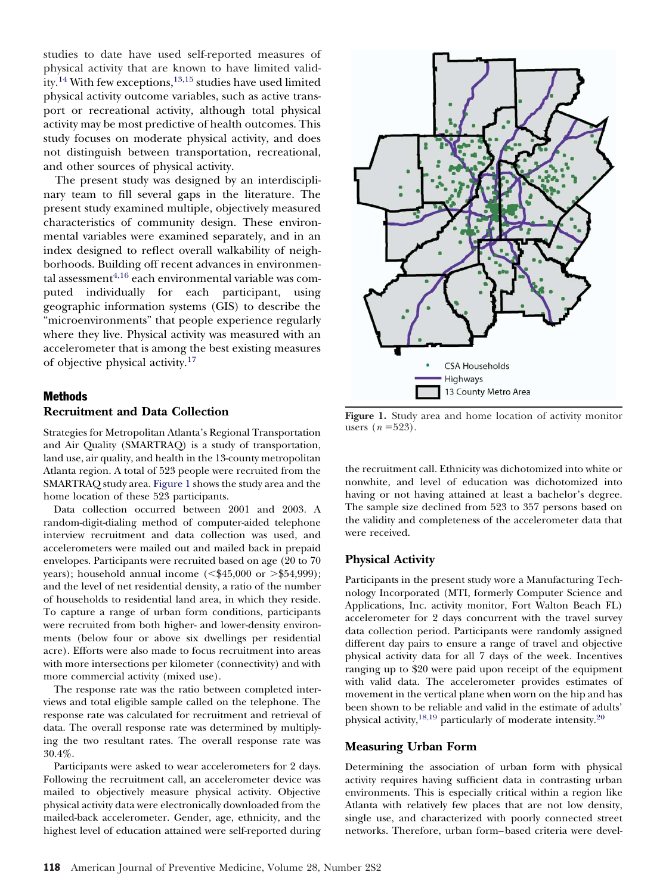studies to date have used self-reported measures of physical activity that are known to have limited validity.[14] With few exceptions,[13,15] studies have used limited physical activity outcome variables, such as active transport or recreational activity, although total physical activity may be most predictive of health outcomes. This study focuses on moderate physical activity, and does not distinguish between transportation, recreational, and other sources of physical activity.

The present study was designed by an interdisciplinary team to fill several gaps in the literature. The present study examined multiple, objectively measured characteristics of community design. These environmental variables were examined separately, and in an index designed to reflect overall walkability of neighborhoods. Building off recent advances in environmental assessment[4,16] each environmental variable was computed individually for each participant, using geographic information systems (GIS) to describe the "microenvironments" that people experience regularly where they live. Physical activity was measured with an accelerometer that is among the best existing measures of objective physical activity.[17]

## Methods

### Recruitment and Data Collection

Strategies for Metropolitan Atlanta's Regional Transportation and Air Quality (SMARTRAQ) is a study of transportation, land use, air quality, and health in the 13-county metropolitan Atlanta region. A total of 523 people were recruited from the SMARTRAQ study area. Figure 1 shows the study area and the home location of these 523 participants.

Data collection occurred between 2001 and 2003. A random-digit-dialing method of computer-aided telephone interview recruitment and data collection was used, and accelerometers were mailed out and mailed back in prepaid envelopes. Participants were recruited based on age (20 to 70 years); household annual income (<$45,000 or >$54,999); and the level of net residential density, a ratio of the number of households to residential land area, in which they reside. To capture a range of urban form conditions, participants were recruited from both higher- and lower-density environments (below four or above six dwellings per residential acre). Efforts were also made to focus recruitment into areas with more intersections per kilometer (connectivity) and with more commercial activity (mixed use).

The response rate was the ratio between completed interviews and total eligible sample called on the telephone. The response rate was calculated for recruitment and retrieval of data. The overall response rate was determined by multiplying the two resultant rates. The overall response rate was 30.4%.

Participants were asked to wear accelerometers for 2 days. Following the recruitment call, an accelerometer device was mailed to objectively measure physical activity. Objective physical activity data were electronically downloaded from the mailed-back accelerometer. Gender, age, ethnicity, and the highest level of education attained were self-reported during the recruitment call. Ethnicity was dichotomized into white or nonwhite, and level of education was dichotomized into having or not having attained at least a bachelor's degree. The sample size declined from 523 to 357 persons based on the validity and completeness of the accelerometer data that were received.

**Figure 1.** Study area and home location of activity monitor users ($n$ = 523).

### Physical Activity

Participants in the present study wore a Manufacturing Technology Incorporated (MTI, formerly Computer Science and Applications, Inc. activity monitor, Fort Walton Beach FL) accelerometer for 2 days concurrent with the travel survey data collection period. Participants were randomly assigned different day pairs to ensure a range of travel and objective physical activity data for all 7 days of the week. Incentives ranging up to $20 were paid upon receipt of the equipment with valid data. The accelerometer provides estimates of movement in the vertical plane when worn on the hip and has been shown to be reliable and valid in the estimate of adults' physical activity,[18,19] particularly of moderate intensity.[20]

### Measuring Urban Form

Determining the association of urban form with physical activity requires having sufficient data in contrasting urban environments. This is especially critical within a region like Atlanta with relatively few places that are not low density, single use, and characterized with poorly connected street networks. Therefore, urban form–based criteria were devel-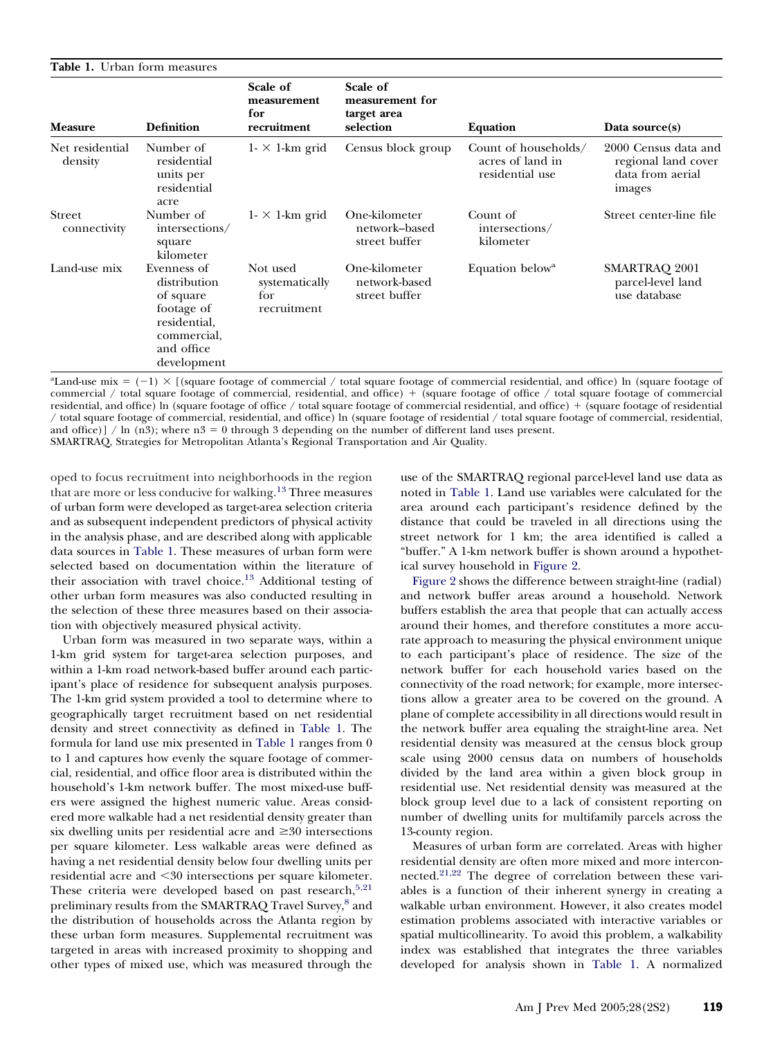**Table 1.** Urban form measures

| Measure | Definition | Scale of measurement for recruitment | Scale of measurement for target area selection | Equation | Data source(s) |
|---|---|---|---|---|---|
| Net residential density | Number of residential units per residential acre | 1- × 1-km grid | Census block group | Count of households/ acres of land in residential use | 2000 Census data and regional land cover data from aerial images |
| Street connectivity | Number of intersections/ square kilometer | 1- × 1-km grid | One-kilometer network–based street buffer | Count of intersections/ kilometer | Street center-line file |
| Land-use mix | Evenness of distribution of square footage of residential, commercial, and office development | Not used systematically for recruitment | One-kilometer network-based street buffer | Equation below[a] | SMARTRAQ 2001 parcel-level land use database |

[a]Land-use mix = (−1) × [(square footage of commercial / total square footage of commercial residential, and office) ln (square footage of commercial / total square footage of commercial, residential, and office) + (square footage of office / total square footage of commercial residential, and office) ln (square footage of office / total square footage of commercial residential, and office) + (square footage of residential / total square footage of commercial, residential, and office) ln (square footage of residential / total square footage of commercial, residential, and office)] / ln (n3); where n3 = 0 through 3 depending on the number of different land uses present.
SMARTRAQ, Strategies for Metropolitan Atlanta's Regional Transportation and Air Quality.

oped to focus recruitment into neighborhoods in the region that are more or less conducive for walking.[13] Three measures of urban form were developed as target-area selection criteria and as subsequent independent predictors of physical activity in the analysis phase, and are described along with applicable data sources in Table 1. These measures of urban form were selected based on documentation within the literature of their association with travel choice.[13] Additional testing of other urban form measures was also conducted resulting in the selection of these three measures based on their association with objectively measured physical activity.

Urban form was measured in two separate ways, within a 1-km grid system for target-area selection purposes, and within a 1-km road network-based buffer around each participant's place of residence for subsequent analysis purposes. The 1-km grid system provided a tool to determine where to geographically target recruitment based on net residential density and street connectivity as defined in Table 1. The formula for land use mix presented in Table 1 ranges from 0 to 1 and captures how evenly the square footage of commercial, residential, and office floor area is distributed within the household's 1-km network buffer. The most mixed-use buffers were assigned the highest numeric value. Areas considered more walkable had a net residential density greater than six dwelling units per residential acre and ≥30 intersections per square kilometer. Less walkable areas were defined as having a net residential density below four dwelling units per residential acre and <30 intersections per square kilometer. These criteria were developed based on past research,[5,21] preliminary results from the SMARTRAQ Travel Survey,[8] and the distribution of households across the Atlanta region by these urban form measures. Supplemental recruitment was targeted in areas with increased proximity to shopping and other types of mixed use, which was measured through the use of the SMARTRAQ regional parcel-level land use data as noted in Table 1. Land use variables were calculated for the area around each participant's residence defined by the distance that could be traveled in all directions using the street network for 1 km; the area identified is called a "buffer." A 1-km network buffer is shown around a hypothetical survey household in Figure 2.

Figure 2 shows the difference between straight-line (radial) and network buffer areas around a household. Network buffers establish the area that people that can actually access around their homes, and therefore constitutes a more accurate approach to measuring the physical environment unique to each participant's place of residence. The size of the network buffer for each household varies based on the connectivity of the road network; for example, more intersections allow a greater area to be covered on the ground. A plane of complete accessibility in all directions would result in the network buffer area equaling the straight-line area. Net residential density was measured at the census block group scale using 2000 census data on numbers of households divided by the land area within a given block group in residential use. Net residential density was measured at the block group level due to a lack of consistent reporting on number of dwelling units for multifamily parcels across the 13-county region.

Measures of urban form are correlated. Areas with higher residential density are often more mixed and more interconnected.[21,22] The degree of correlation between these variables is a function of their inherent synergy in creating a walkable urban environment. However, it also creates model estimation problems associated with interactive variables or spatial multicollinearity. To avoid this problem, a walkability index was established that integrates the three variables developed for analysis shown in Table 1. A normalized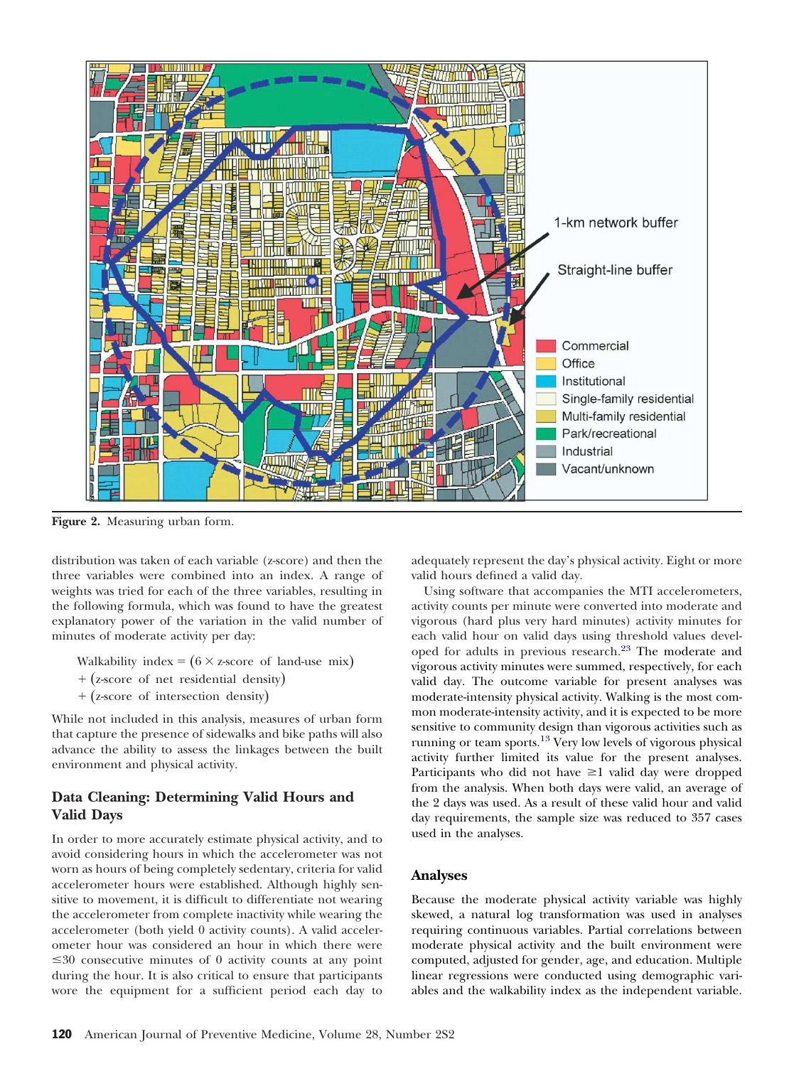Figure 2. Measuring urban form.

distribution was taken of each variable (z-score) and then the three variables were combined into an index. A range of weights was tried for each of the three variables, resulting in the following formula, which was found to have the greatest explanatory power of the variation in the valid number of minutes of moderate activity per day:

$$\text{Walkability index} = (6 \times \text{z-score of land-use mix}) + (\text{z-score of net residential density}) + (\text{z-score of intersection density})$$

While not included in this analysis, measures of urban form that capture the presence of sidewalks and bike paths will also advance the ability to assess the linkages between the built environment and physical activity.

## Data Cleaning: Determining Valid Hours and Valid Days

In order to more accurately estimate physical activity, and to avoid considering hours in which the accelerometer was not worn as hours of being completely sedentary, criteria for valid accelerometer hours were established. Although highly sensitive to movement, it is difficult to differentiate not wearing the accelerometer from complete inactivity while wearing the accelerometer (both yield 0 activity counts). A valid accelerometer hour was considered an hour in which there were $\leq$30 consecutive minutes of 0 activity counts at any point during the hour. It is also critical to ensure that participants wore the equipment for a sufficient period each day to adequately represent the day's physical activity. Eight or more valid hours defined a valid day.

Using software that accompanies the MTI accelerometers, activity counts per minute were converted into moderate and vigorous (hard plus very hard minutes) activity minutes for each valid hour on valid days using threshold values developed for adults in previous research.[23] The moderate and vigorous activity minutes were summed, respectively, for each valid day. The outcome variable for present analyses was moderate-intensity physical activity. Walking is the most common moderate-intensity activity, and it is expected to be more sensitive to community design than vigorous activities such as running or team sports.[13] Very low levels of vigorous physical activity further limited its value for the present analyses. Participants who did not have $\geq$1 valid day were dropped from the analysis. When both days were valid, an average of the 2 days was used. As a result of these valid hour and valid day requirements, the sample size was reduced to 357 cases used in the analyses.

## Analyses

Because the moderate physical activity variable was highly skewed, a natural log transformation was used in analyses requiring continuous variables. Partial correlations between moderate physical activity and the built environment were computed, adjusted for gender, age, and education. Multiple linear regressions were conducted using demographic variables and the walkability index as the independent variable.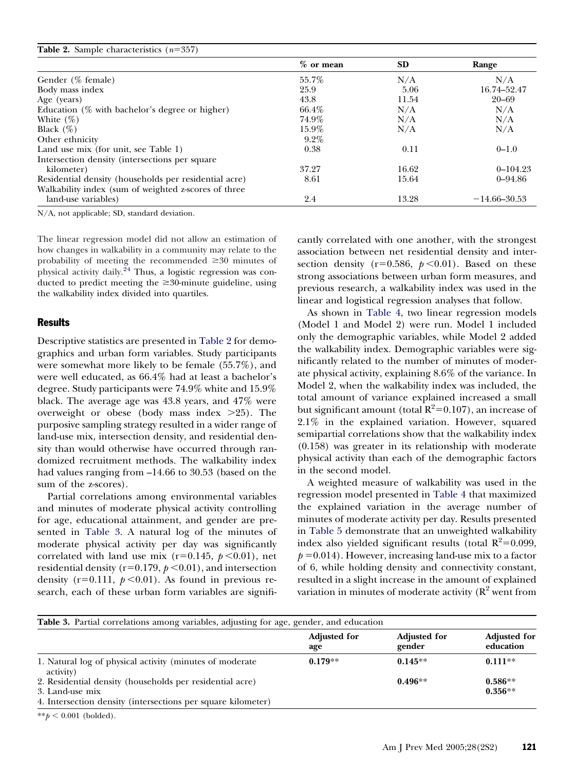**Table 2.** Sample characteristics ($n$=357)

| | % or mean | SD | Range |
|---|---|---|---|
| Gender (% female) | 55.7% | N/A | N/A |
| Body mass index | 25.9 | 5.06 | 16.74–52.47 |
| Age (years) | 43.8 | 11.54 | 20–69 |
| Education (% with bachelor's degree or higher) | 66.4% | N/A | N/A |
| White (%) | 74.9% | N/A | N/A |
| Black (%) | 15.9% | N/A | N/A |
| Other ethnicity | 9.2% | | |
| Land use mix (for unit, see Table 1) | 0.38 | 0.11 | 0–1.0 |
| Intersection density (intersections per square kilometer) | 37.27 | 16.62 | 0–104.23 |
| Residential density (households per residential acre) | 8.61 | 15.64 | 0–94.86 |
| Walkability index (sum of weighted z-scores of three land-use variables) | 2.4 | 13.28 | −14.66–30.53 |

N/A, not applicable; SD, standard deviation.

The linear regression model did not allow an estimation of how changes in walkability in a community may relate to the probability of meeting the recommended ≥30 minutes of physical activity daily.[24] Thus, a logistic regression was conducted to predict meeting the ≥30-minute guideline, using the walkability index divided into quartiles.

## Results

Descriptive statistics are presented in Table 2 for demographics and urban form variables. Study participants were somewhat more likely to be female (55.7%), and were well educated, as 66.4% had at least a bachelor's degree. Study participants were 74.9% white and 15.9% black. The average age was 43.8 years, and 47% were overweight or obese (body mass index >25). The purposive sampling strategy resulted in a wider range of land-use mix, intersection density, and residential density than would otherwise have occurred through randomized recruitment methods. The walkability index had values ranging from –14.66 to 30.53 (based on the sum of the z-scores).

Partial correlations among environmental variables and minutes of moderate physical activity controlling for age, educational attainment, and gender are presented in Table 3. A natural log of the minutes of moderate physical activity per day was significantly correlated with land use mix (r=0.145, $p$<0.01), net residential density (r=0.179, $p$<0.01), and intersection density (r=0.111, $p$<0.01). As found in previous research, each of these urban form variables are significantly correlated with one another, with the strongest association between net residential density and intersection density (r=0.586, $p$<0.01). Based on these strong associations between urban form measures, and previous research, a walkability index was used in the linear and logistical regression analyses that follow.

As shown in Table 4, two linear regression models (Model 1 and Model 2) were run. Model 1 included only the demographic variables, while Model 2 added the walkability index. Demographic variables were significantly related to the number of minutes of moderate physical activity, explaining 8.6% of the variance. In Model 2, when the walkability index was included, the total amount of variance explained increased a small but significant amount (total $R^2$=0.107), an increase of 2.1% in the explained variation. However, squared semipartial correlations show that the walkability index (0.158) was greater in its relationship with moderate physical activity than each of the demographic factors in the second model.

A weighted measure of walkability was used in the regression model presented in Table 4 that maximized the explained variation in the average number of minutes of moderate activity per day. Results presented in Table 5 demonstrate that an unweighted walkability index also yielded significant results (total $R^2$=0.099, $p$=0.014). However, increasing land-use mix to a factor of 6, while holding density and connectivity constant, resulted in a slight increase in the amount of explained variation in minutes of moderate activity ($R^2$ went from

**Table 3.** Partial correlations among variables, adjusting for age, gender, and education

| | Adjusted for age | Adjusted for gender | Adjusted for education |
|---|---|---|---|
| 1. Natural log of physical activity (minutes of moderate activity) | **0.179**** | **0.145**** | **0.111**** |
| 2. Residential density (households per residential acre) | | **0.496**** | **0.586**** |
| 3. Land-use mix | | | **0.356**** |
| 4. Intersection density (intersections per square kilometer) | | | |

**$p$ < 0.001 (bolded).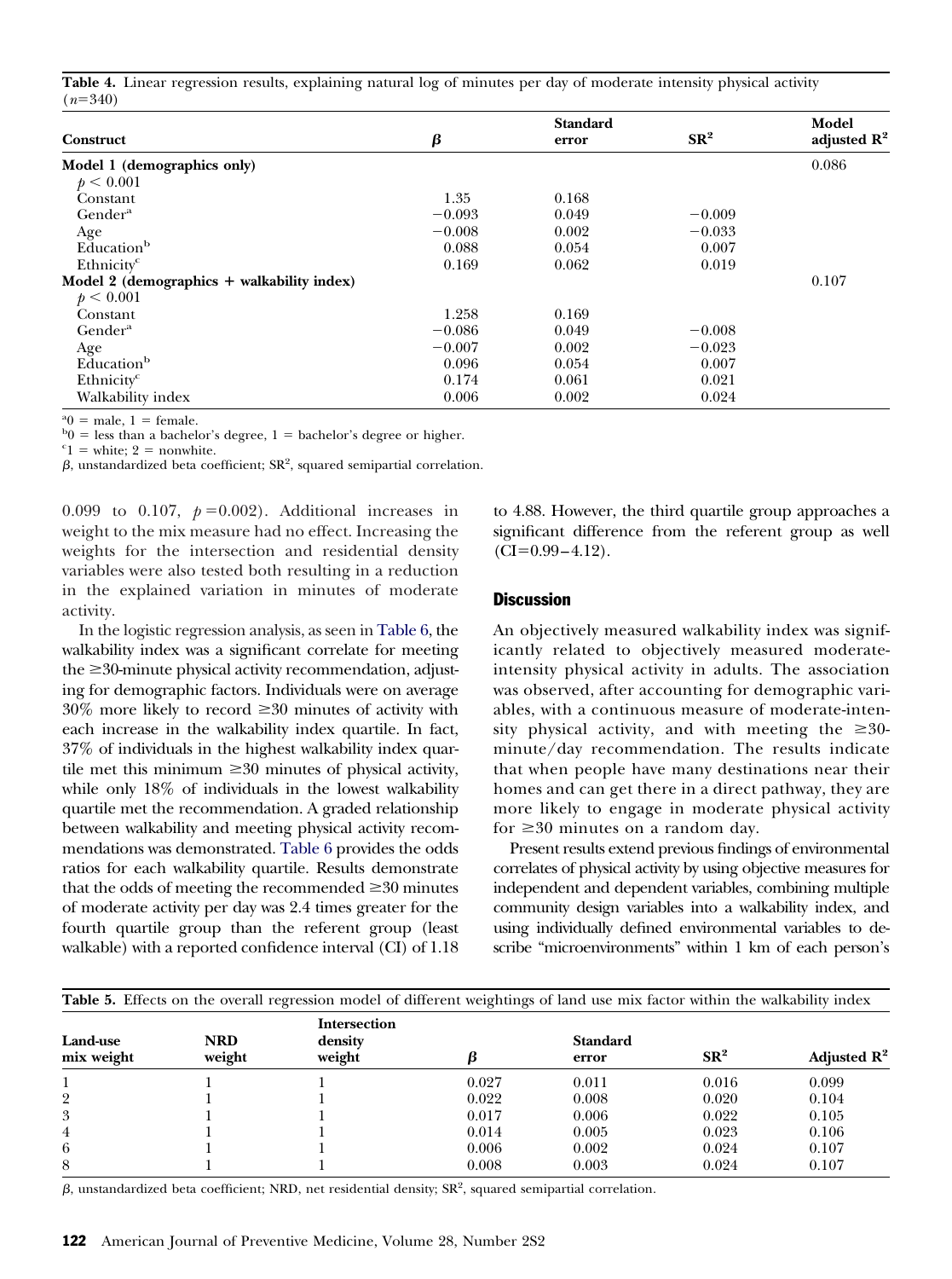**Table 4.** Linear regression results, explaining natural log of minutes per day of moderate intensity physical activity ($n$=340)

| Construct | $\beta$ | Standard error | $SR^2$ | Model adjusted $R^2$ |
|---|---|---|---|---|
| **Model 1 (demographics only)** | | | | 0.086 |
| $p < 0.001$ | | | | |
| Constant | 1.35 | 0.168 | | |
| Gender[a] | −0.093 | 0.049 | −0.009 | |
| Age | −0.008 | 0.002 | −0.033 | |
| Education[b] | 0.088 | 0.054 | 0.007 | |
| Ethnicity[c] | 0.169 | 0.062 | 0.019 | |
| **Model 2 (demographics + walkability index)** | | | | 0.107 |
| $p < 0.001$ | | | | |
| Constant | 1.258 | 0.169 | | |
| Gender[a] | −0.086 | 0.049 | −0.008 | |
| Age | −0.007 | 0.002 | −0.023 | |
| Education[b] | 0.096 | 0.054 | 0.007 | |
| Ethnicity[c] | 0.174 | 0.061 | 0.021 | |
| Walkability index | 0.006 | 0.002 | 0.024 | |

[a]0 = male, 1 = female.
[b]0 = less than a bachelor's degree, 1 = bachelor's degree or higher.
[c]1 = white; 2 = nonwhite.
$\beta$, unstandardized beta coefficient; $SR^2$, squared semipartial correlation.

0.099 to 0.107, $p$ =0.002). Additional increases in weight to the mix measure had no effect. Increasing the weights for the intersection and residential density variables were also tested both resulting in a reduction in the explained variation in minutes of moderate activity.

In the logistic regression analysis, as seen in Table 6, the walkability index was a significant correlate for meeting the ≥30-minute physical activity recommendation, adjusting for demographic factors. Individuals were on average 30% more likely to record ≥30 minutes of activity with each increase in the walkability index quartile. In fact, 37% of individuals in the highest walkability index quartile met this minimum ≥30 minutes of physical activity, while only 18% of individuals in the lowest walkability quartile met the recommendation. A graded relationship between walkability and meeting physical activity recommendations was demonstrated. Table 6 provides the odds ratios for each walkability quartile. Results demonstrate that the odds of meeting the recommended ≥30 minutes of moderate activity per day was 2.4 times greater for the fourth quartile group than the referent group (least walkable) with a reported confidence interval (CI) of 1.18 to 4.88. However, the third quartile group approaches a significant difference from the referent group as well (CI=0.99–4.12).

## Discussion

An objectively measured walkability index was significantly related to objectively measured moderate-intensity physical activity in adults. The association was observed, after accounting for demographic variables, with a continuous measure of moderate-intensity physical activity, and with meeting the ≥30-minute/day recommendation. The results indicate that when people have many destinations near their homes and can get there in a direct pathway, they are more likely to engage in moderate physical activity for ≥30 minutes on a random day.

Present results extend previous findings of environmental correlates of physical activity by using objective measures for independent and dependent variables, combining multiple community design variables into a walkability index, and using individually defined environmental variables to describe "microenvironments" within 1 km of each person's

**Table 5.** Effects on the overall regression model of different weightings of land use mix factor within the walkability index

| Land-use mix weight | NRD weight | Intersection density weight | $\beta$ | Standard error | $SR^2$ | Adjusted $R^2$ |
|---|---|---|---|---|---|---|
| 1 | 1 | 1 | 0.027 | 0.011 | 0.016 | 0.099 |
| 2 | 1 | 1 | 0.022 | 0.008 | 0.020 | 0.104 |
| 3 | 1 | 1 | 0.017 | 0.006 | 0.022 | 0.105 |
| 4 | 1 | 1 | 0.014 | 0.005 | 0.023 | 0.106 |
| 6 | 1 | 1 | 0.006 | 0.002 | 0.024 | 0.107 |
| 8 | 1 | 1 | 0.008 | 0.003 | 0.024 | 0.107 |

$\beta$, unstandardized beta coefficient; NRD, net residential density; $SR^2$, squared semipartial correlation.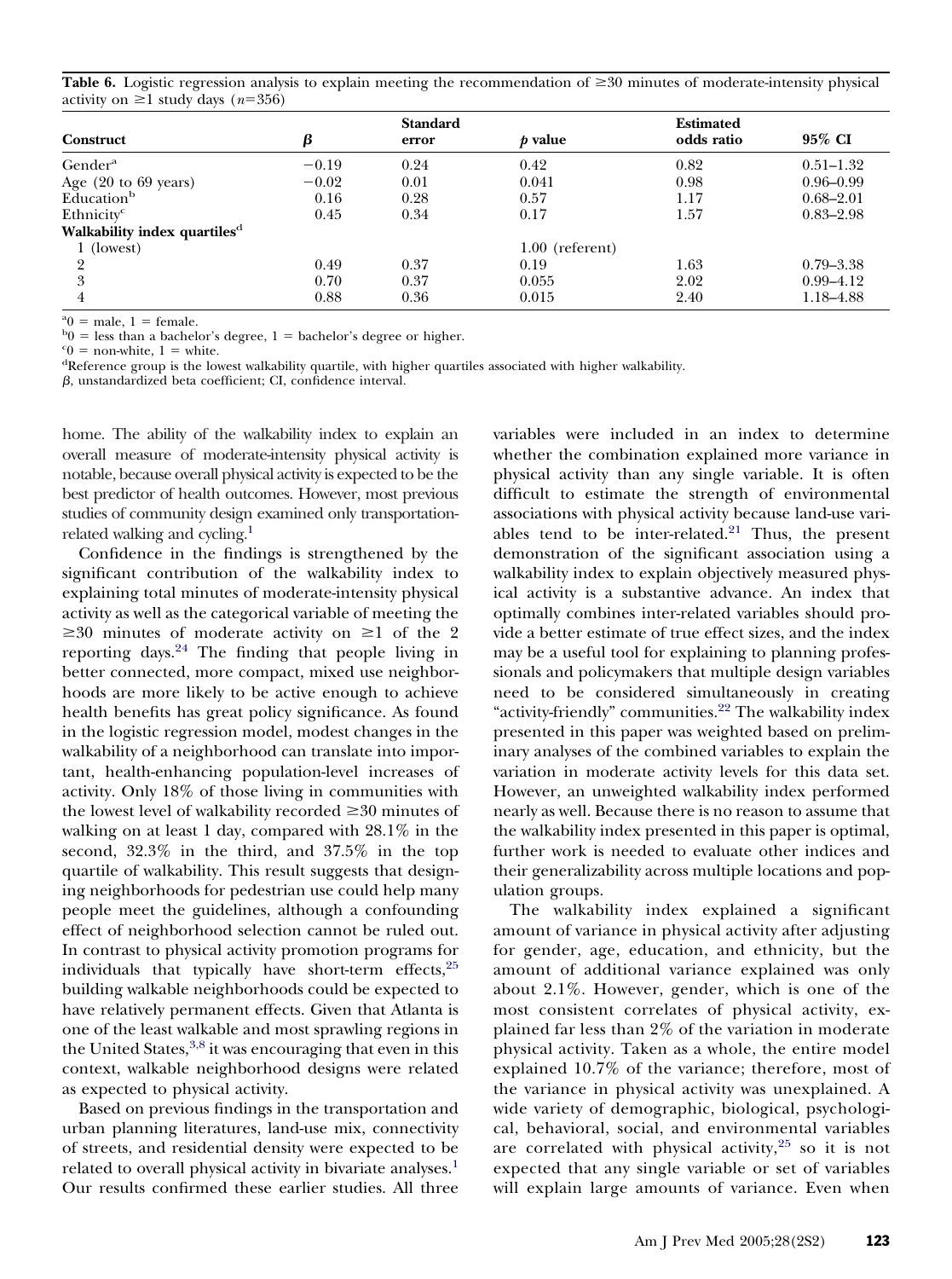**Table 6.** Logistic regression analysis to explain meeting the recommendation of ≥30 minutes of moderate-intensity physical activity on ≥1 study days ($n$=356)

| Construct | $\beta$ | Standard error | $p$ value | Estimated odds ratio | 95% CI |
|---|---|---|---|---|---|
| Gender[a] | −0.19 | 0.24 | 0.42 | 0.82 | 0.51–1.32 |
| Age (20 to 69 years) | −0.02 | 0.01 | 0.041 | 0.98 | 0.96–0.99 |
| Education[b] | 0.16 | 0.28 | 0.57 | 1.17 | 0.68–2.01 |
| Ethnicity[c] | 0.45 | 0.34 | 0.17 | 1.57 | 0.83–2.98 |
| **Walkability index quartiles[d]** | | | | | |
| 1 (lowest) | | | 1.00 (referent) | | |
| 2 | 0.49 | 0.37 | 0.19 | 1.63 | 0.79–3.38 |
| 3 | 0.70 | 0.37 | 0.055 | 2.02 | 0.99–4.12 |
| 4 | 0.88 | 0.36 | 0.015 | 2.40 | 1.18–4.88 |

[a] 0 = male, 1 = female.
[b] 0 = less than a bachelor's degree, 1 = bachelor's degree or higher.
[c] 0 = non-white, 1 = white.
[d] Reference group is the lowest walkability quartile, with higher quartiles associated with higher walkability.
$\beta$, unstandardized beta coefficient; CI, confidence interval.

home. The ability of the walkability index to explain an overall measure of moderate-intensity physical activity is notable, because overall physical activity is expected to be the best predictor of health outcomes. However, most previous studies of community design examined only transportation-related walking and cycling.[1]

Confidence in the findings is strengthened by the significant contribution of the walkability index to explaining total minutes of moderate-intensity physical activity as well as the categorical variable of meeting the ≥30 minutes of moderate activity on ≥1 of the 2 reporting days.[24] The finding that people living in better connected, more compact, mixed use neighborhoods are more likely to be active enough to achieve health benefits has great policy significance. As found in the logistic regression model, modest changes in the walkability of a neighborhood can translate into important, health-enhancing population-level increases of activity. Only 18% of those living in communities with the lowest level of walkability recorded ≥30 minutes of walking on at least 1 day, compared with 28.1% in the second, 32.3% in the third, and 37.5% in the top quartile of walkability. This result suggests that designing neighborhoods for pedestrian use could help many people meet the guidelines, although a confounding effect of neighborhood selection cannot be ruled out. In contrast to physical activity promotion programs for individuals that typically have short-term effects,[25] building walkable neighborhoods could be expected to have relatively permanent effects. Given that Atlanta is one of the least walkable and most sprawling regions in the United States,[3,8] it was encouraging that even in this context, walkable neighborhood designs were related as expected to physical activity.

Based on previous findings in the transportation and urban planning literatures, land-use mix, connectivity of streets, and residential density were expected to be related to overall physical activity in bivariate analyses.[1] Our results confirmed these earlier studies. All three variables were included in an index to determine whether the combination explained more variance in physical activity than any single variable. It is often difficult to estimate the strength of environmental associations with physical activity because land-use variables tend to be inter-related.[21] Thus, the present demonstration of the significant association using a walkability index to explain objectively measured physical activity is a substantive advance. An index that optimally combines inter-related variables should provide a better estimate of true effect sizes, and the index may be a useful tool for explaining to planning professionals and policymakers that multiple design variables need to be considered simultaneously in creating "activity-friendly" communities.[22] The walkability index presented in this paper was weighted based on preliminary analyses of the combined variables to explain the variation in moderate activity levels for this data set. However, an unweighted walkability index performed nearly as well. Because there is no reason to assume that the walkability index presented in this paper is optimal, further work is needed to evaluate other indices and their generalizability across multiple locations and population groups.

The walkability index explained a significant amount of variance in physical activity after adjusting for gender, age, education, and ethnicity, but the amount of additional variance explained was only about 2.1%. However, gender, which is one of the most consistent correlates of physical activity, explained far less than 2% of the variation in moderate physical activity. Taken as a whole, the entire model explained 10.7% of the variance; therefore, most of the variance in physical activity was unexplained. A wide variety of demographic, biological, psychological, behavioral, social, and environmental variables are correlated with physical activity,[25] so it is not expected that any single variable or set of variables will explain large amounts of variance. Even when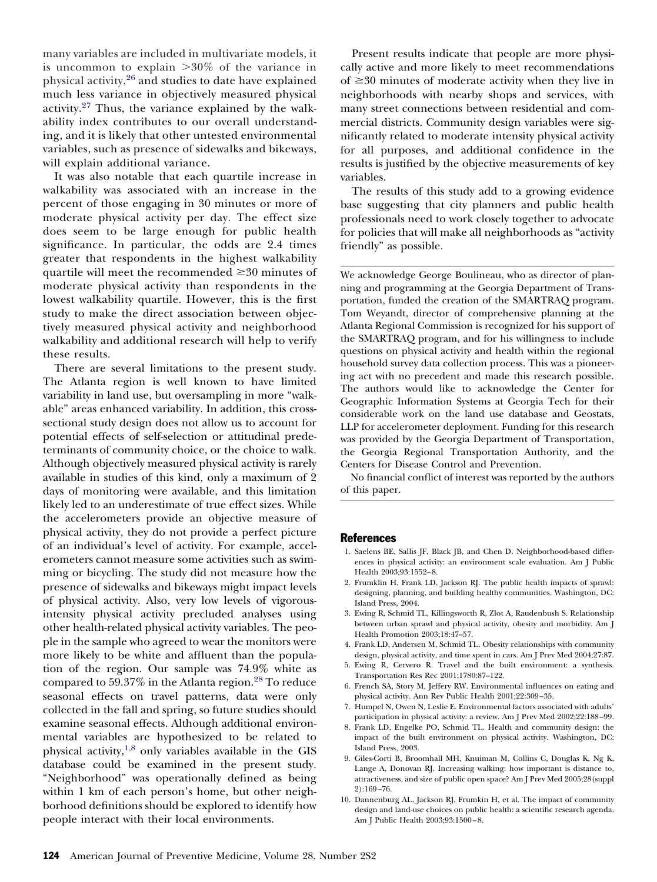many variables are included in multivariate models, it is uncommon to explain >30% of the variance in physical activity,[26] and studies to date have explained much less variance in objectively measured physical activity.[27] Thus, the variance explained by the walkability index contributes to our overall understanding, and it is likely that other untested environmental variables, such as presence of sidewalks and bikeways, will explain additional variance.

It was also notable that each quartile increase in walkability was associated with an increase in the percent of those engaging in 30 minutes or more of moderate physical activity per day. The effect size does seem to be large enough for public health significance. In particular, the odds are 2.4 times greater that respondents in the highest walkability quartile will meet the recommended ≥30 minutes of moderate physical activity than respondents in the lowest walkability quartile. However, this is the first study to make the direct association between objectively measured physical activity and neighborhood walkability and additional research will help to verify these results.

There are several limitations to the present study. The Atlanta region is well known to have limited variability in land use, but oversampling in more "walkable" areas enhanced variability. In addition, this cross-sectional study design does not allow us to account for potential effects of self-selection or attitudinal predeterminants of community choice, or the choice to walk. Although objectively measured physical activity is rarely available in studies of this kind, only a maximum of 2 days of monitoring were available, and this limitation likely led to an underestimate of true effect sizes. While the accelerometers provide an objective measure of physical activity, they do not provide a perfect picture of an individual's level of activity. For example, accelerometers cannot measure some activities such as swimming or bicycling. The study did not measure how the presence of sidewalks and bikeways might impact levels of physical activity. Also, very low levels of vigorous-intensity physical activity precluded analyses using other health-related physical activity variables. The people in the sample who agreed to wear the monitors were more likely to be white and affluent than the population of the region. Our sample was 74.9% white as compared to 59.37% in the Atlanta region.[28] To reduce seasonal effects on travel patterns, data were only collected in the fall and spring, so future studies should examine seasonal effects. Although additional environmental variables are hypothesized to be related to physical activity,[1,8] only variables available in the GIS database could be examined in the present study. "Neighborhood" was operationally defined as being within 1 km of each person's home, but other neighborhood definitions should be explored to identify how people interact with their local environments.

Present results indicate that people are more physically active and more likely to meet recommendations of ≥30 minutes of moderate activity when they live in neighborhoods with nearby shops and services, with many street connections between residential and commercial districts. Community design variables were significantly related to moderate intensity physical activity for all purposes, and additional confidence in the results is justified by the objective measurements of key variables.

The results of this study add to a growing evidence base suggesting that city planners and public health professionals need to work closely together to advocate for policies that will make all neighborhoods as "activity friendly" as possible.

---

We acknowledge George Boulineau, who as director of planning and programming at the Georgia Department of Transportation, funded the creation of the SMARTRAQ program. Tom Weyandt, director of comprehensive planning at the Atlanta Regional Commission is recognized for his support of the SMARTRAQ program, and for his willingness to include questions on physical activity and health within the regional household survey data collection process. This was a pioneering act with no precedent and made this research possible. The authors would like to acknowledge the Center for Geographic Information Systems at Georgia Tech for their considerable work on the land use database and Geostats, LLP for accelerometer deployment. Funding for this research was provided by the Georgia Department of Transportation, the Georgia Regional Transportation Authority, and the Centers for Disease Control and Prevention.

No financial conflict of interest was reported by the authors of this paper.

---

## References

1. Saelens BE, Sallis JF, Black JB, and Chen D. Neighborhood-based differences in physical activity: an environment scale evaluation. Am J Public Health 2003;93:1552–8.
2. Frumklin H, Frank LD, Jackson RJ. The public health impacts of sprawl: designing, planning, and building healthy communities. Washington, DC: Island Press, 2004.
3. Ewing R, Schmid TL, Killingsworth R, Zlot A, Raudenbush S. Relationship between urban sprawl and physical activity, obesity and morbidity. Am J Health Promotion 2003;18:47–57.
4. Frank LD, Andersen M, Schmid TL. Obesity relationships with community design, physical activity, and time spent in cars. Am J Prev Med 2004;27:87.
5. Ewing R, Cervero R. Travel and the built environment: a synthesis. Transportation Res Rec 2001;1780:87–122.
6. French SA, Story M, Jeffery RW. Environmental influences on eating and physical activity. Ann Rev Public Health 2001;22:309–35.
7. Humpel N, Owen N, Leslie E. Environmental factors associated with adults' participation in physical activity: a review. Am J Prev Med 2002;22:188–99.
8. Frank LD, Engelke PO, Schmid TL. Health and community design: the impact of the built environment on physical activity. Washington, DC: Island Press, 2003.
9. Giles-Corti B, Broomhall MH, Knuiman M, Collins C, Douglas K, Ng K, Lange A, Donovan RJ. Increasing walking: how important is distance to, attractiveness, and size of public open space? Am J Prev Med 2005;28(suppl 2):169–76.
10. Dannenburg AL, Jackson RJ, Frumkin H, et al. The impact of community design and land-use choices on public health: a scientific research agenda. Am J Public Health 2003;93:1500–8.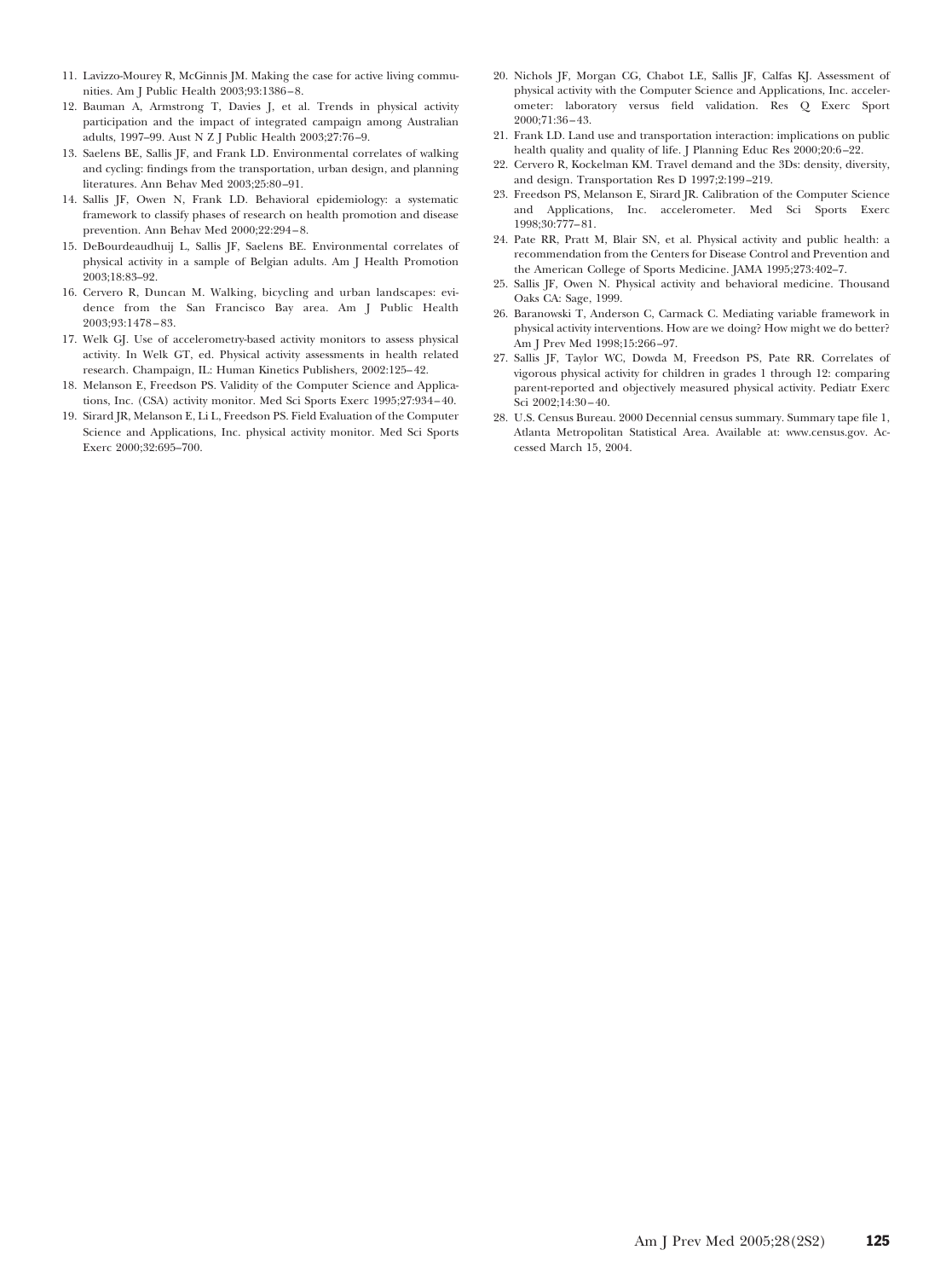11. Lavizzo-Mourey R, McGinnis JM. Making the case for active living communities. Am J Public Health 2003;93:1386–8.
12. Bauman A, Armstrong T, Davies J, et al. Trends in physical activity participation and the impact of integrated campaign among Australian adults, 1997–99. Aust N Z J Public Health 2003;27:76–9.
13. Saelens BE, Sallis JF, and Frank LD. Environmental correlates of walking and cycling: findings from the transportation, urban design, and planning literatures. Ann Behav Med 2003;25:80–91.
14. Sallis JF, Owen N, Frank LD. Behavioral epidemiology: a systematic framework to classify phases of research on health promotion and disease prevention. Ann Behav Med 2000;22:294–8.
15. DeBourdeaudhuij L, Sallis JF, Saelens BE. Environmental correlates of physical activity in a sample of Belgian adults. Am J Health Promotion 2003;18:83–92.
16. Cervero R, Duncan M. Walking, bicycling and urban landscapes: evidence from the San Francisco Bay area. Am J Public Health 2003;93:1478–83.
17. Welk GJ. Use of accelerometry-based activity monitors to assess physical activity. In Welk GT, ed. Physical activity assessments in health related research. Champaign, IL: Human Kinetics Publishers, 2002:125–42.
18. Melanson E, Freedson PS. Validity of the Computer Science and Applications, Inc. (CSA) activity monitor. Med Sci Sports Exerc 1995;27:934–40.
19. Sirard JR, Melanson E, Li L, Freedson PS. Field Evaluation of the Computer Science and Applications, Inc. physical activity monitor. Med Sci Sports Exerc 2000;32:695–700.
20. Nichols JF, Morgan CG, Chabot LE, Sallis JF, Calfas KJ. Assessment of physical activity with the Computer Science and Applications, Inc. accelerometer: laboratory versus field validation. Res Q Exerc Sport 2000;71:36–43.
21. Frank LD. Land use and transportation interaction: implications on public health quality and quality of life. J Planning Educ Res 2000;20:6–22.
22. Cervero R, Kockelman KM. Travel demand and the 3Ds: density, diversity, and design. Transportation Res D 1997;2:199–219.
23. Freedson PS, Melanson E, Sirard JR. Calibration of the Computer Science and Applications, Inc. accelerometer. Med Sci Sports Exerc 1998;30:777–81.
24. Pate RR, Pratt M, Blair SN, et al. Physical activity and public health: a recommendation from the Centers for Disease Control and Prevention and the American College of Sports Medicine. JAMA 1995;273:402–7.
25. Sallis JF, Owen N. Physical activity and behavioral medicine. Thousand Oaks CA: Sage, 1999.
26. Baranowski T, Anderson C, Carmack C. Mediating variable framework in physical activity interventions. How are we doing? How might we do better? Am J Prev Med 1998;15:266–97.
27. Sallis JF, Taylor WC, Dowda M, Freedson PS, Pate RR. Correlates of vigorous physical activity for children in grades 1 through 12: comparing parent-reported and objectively measured physical activity. Pediatr Exerc Sci 2002;14:30–40.
28. U.S. Census Bureau. 2000 Decennial census summary. Summary tape file 1, Atlanta Metropolitan Statistical Area. Available at: www.census.gov. Accessed March 15, 2004.